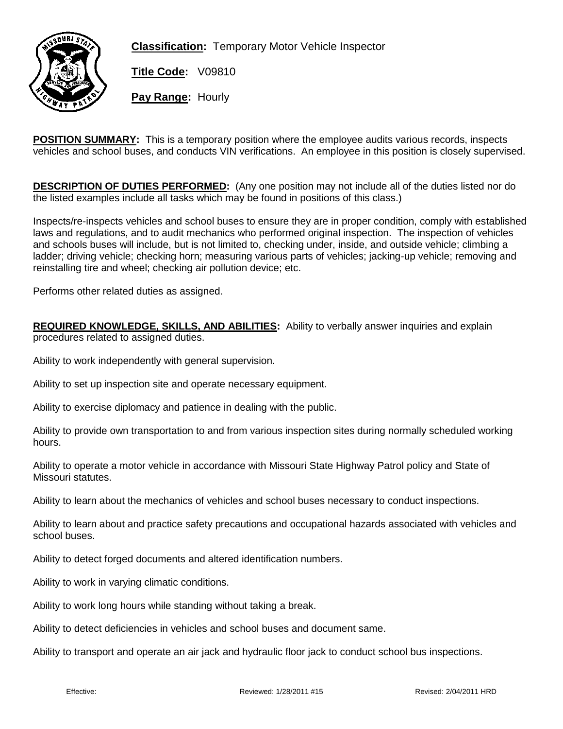**Classification:** Temporary Motor Vehicle Inspector

**Title Code:** V09810

**Pay Range:** Hourly

**POSITION SUMMARY:** This is a temporary position where the employee audits various records, inspects vehicles and school buses, and conducts VIN verifications. An employee in this position is closely supervised.

**DESCRIPTION OF DUTIES PERFORMED:** (Any one position may not include all of the duties listed nor do the listed examples include all tasks which may be found in positions of this class.)

Inspects/re-inspects vehicles and school buses to ensure they are in proper condition, comply with established laws and regulations, and to audit mechanics who performed original inspection. The inspection of vehicles and schools buses will include, but is not limited to, checking under, inside, and outside vehicle; climbing a ladder; driving vehicle; checking horn; measuring various parts of vehicles; jacking-up vehicle; removing and reinstalling tire and wheel; checking air pollution device; etc.

Performs other related duties as assigned.

**REQUIRED KNOWLEDGE, SKILLS, AND ABILITIES:** Ability to verbally answer inquiries and explain procedures related to assigned duties.

Ability to work independently with general supervision.

Ability to set up inspection site and operate necessary equipment.

Ability to exercise diplomacy and patience in dealing with the public.

Ability to provide own transportation to and from various inspection sites during normally scheduled working hours.

Ability to operate a motor vehicle in accordance with Missouri State Highway Patrol policy and State of Missouri statutes.

Ability to learn about the mechanics of vehicles and school buses necessary to conduct inspections.

Ability to learn about and practice safety precautions and occupational hazards associated with vehicles and school buses.

Ability to detect forged documents and altered identification numbers.

Ability to work in varying climatic conditions.

Ability to work long hours while standing without taking a break.

Ability to detect deficiencies in vehicles and school buses and document same.

Ability to transport and operate an air jack and hydraulic floor jack to conduct school bus inspections.

Effective: Reviewed: 1/28/2011 #15 Revised: 2/04/2011 HRD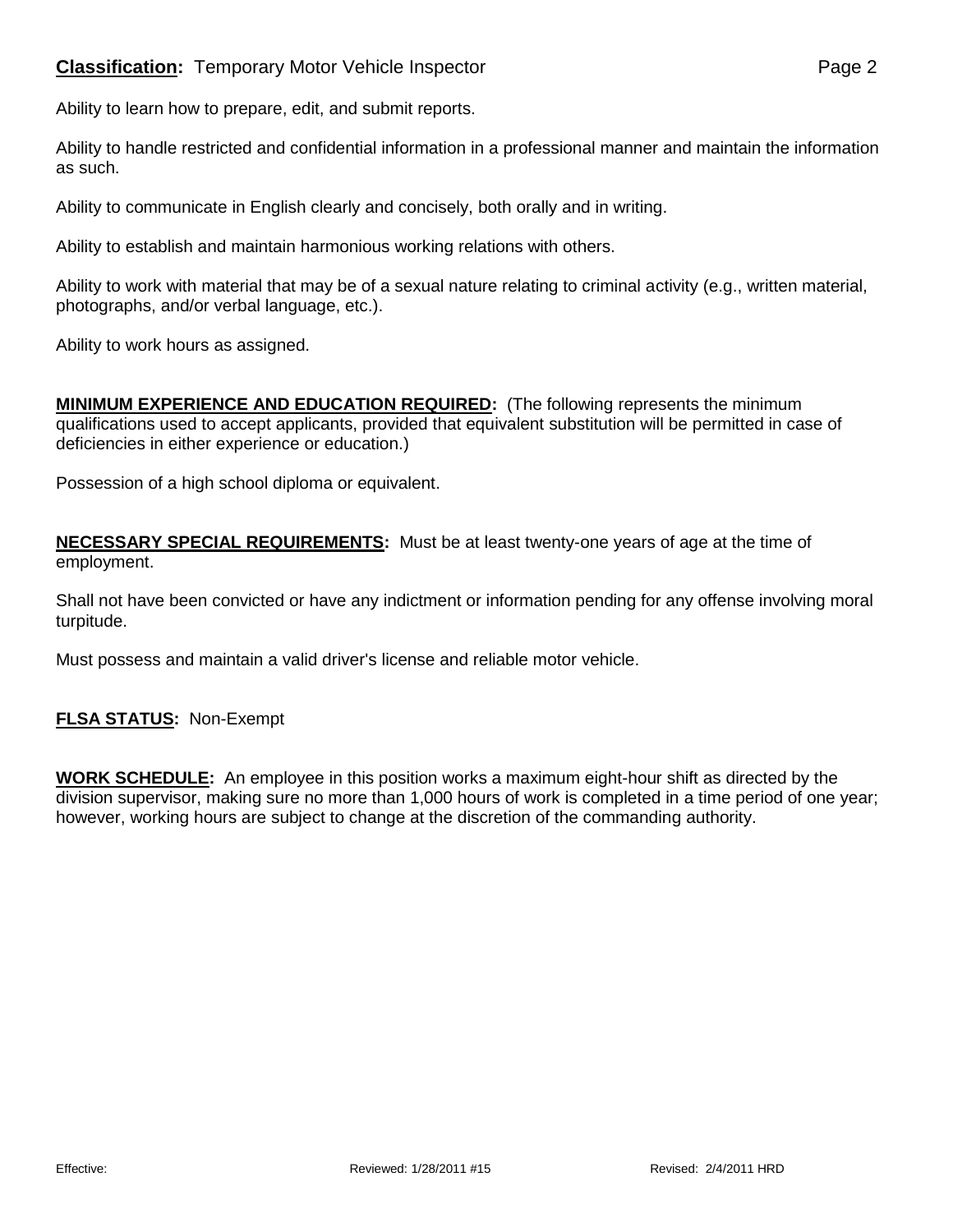Ability to learn how to prepare, edit, and submit reports.

Ability to handle restricted and confidential information in a professional manner and maintain the information as such.

Ability to communicate in English clearly and concisely, both orally and in writing.

Ability to establish and maintain harmonious working relations with others.

Ability to work with material that may be of a sexual nature relating to criminal activity (e.g., written material, photographs, and/or verbal language, etc.).

Ability to work hours as assigned.

**MINIMUM EXPERIENCE AND EDUCATION REQUIRED:** (The following represents the minimum qualifications used to accept applicants, provided that equivalent substitution will be permitted in case of deficiencies in either experience or education.)

Possession of a high school diploma or equivalent.

**NECESSARY SPECIAL REQUIREMENTS:** Must be at least twenty-one years of age at the time of employment.

Shall not have been convicted or have any indictment or information pending for any offense involving moral turpitude.

Must possess and maintain a valid driver's license and reliable motor vehicle.

**FLSA STATUS:** Non-Exempt

**WORK SCHEDULE:** An employee in this position works a maximum eight-hour shift as directed by the division supervisor, making sure no more than 1,000 hours of work is completed in a time period of one year; however, working hours are subject to change at the discretion of the commanding authority.

Effective: Reviewed: 1/28/2011 #15 Revised: 2/4/2011 HRD